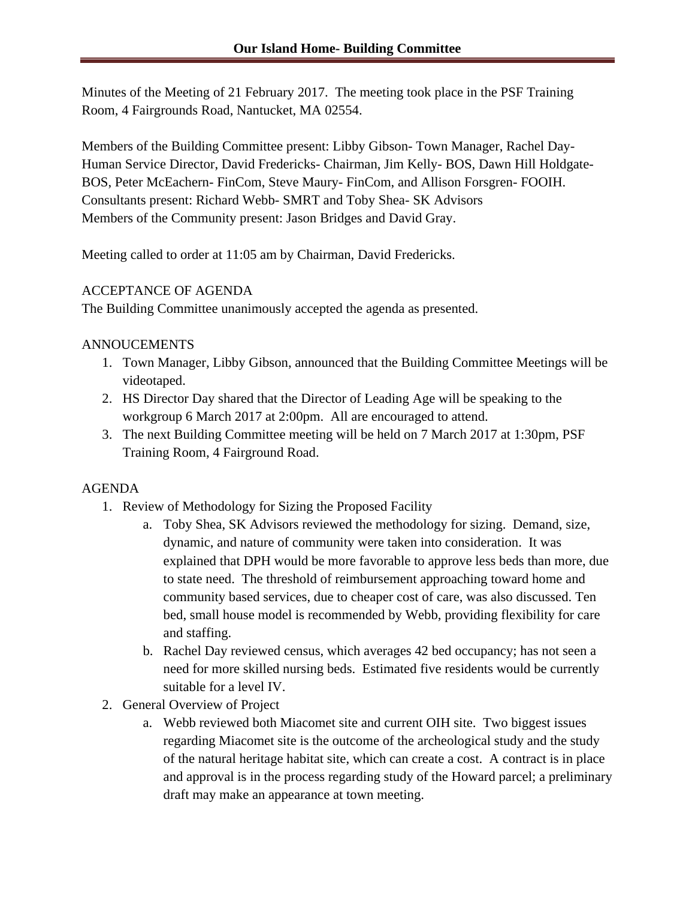# Our Island Home- Building Committee

Minutes of the Meeting of 21 February 2017. The meeting took place in the PSF Training Room, 4 Fairgrounds Road, Nantucket, MA 02554.

Members of the Building Committee present: Libby Gibson- Town Manager, Rachel Day- Human Service Director, David Fredericks- Chairman, Jim Kelly- BOS, Dawn Hill Holdgate- BOS, Peter McEachern- FinCom, Steve Maury- FinCom, and Allison Forsgren- FOOIH.
Consultants present: Richard Webb- SMRT and Toby Shea- SK Advisors
Members of the Community present: Jason Bridges and David Gray.

Meeting called to order at 11:05 am by Chairman, David Fredericks.

ACCEPTANCE OF AGENDA
The Building Committee unanimously accepted the agenda as presented.

ANNOUCEMENTS

1. Town Manager, Libby Gibson, announced that the Building Committee Meetings will be videotaped.
2. HS Director Day shared that the Director of Leading Age will be speaking to the workgroup 6 March 2017 at 2:00pm. All are encouraged to attend.
3. The next Building Committee meeting will be held on 7 March 2017 at 1:30pm, PSF Training Room, 4 Fairground Road.

AGENDA

1. Review of Methodology for Sizing the Proposed Facility
    a. Toby Shea, SK Advisors reviewed the methodology for sizing. Demand, size, dynamic, and nature of community were taken into consideration. It was explained that DPH would be more favorable to approve less beds than more, due to state need. The threshold of reimbursement approaching toward home and community based services, due to cheaper cost of care, was also discussed. Ten bed, small house model is recommended by Webb, providing flexibility for care and staffing.
    b. Rachel Day reviewed census, which averages 42 bed occupancy; has not seen a need for more skilled nursing beds. Estimated five residents would be currently suitable for a level IV.
2. General Overview of Project
    a. Webb reviewed both Miacomet site and current OIH site. Two biggest issues regarding Miacomet site is the outcome of the archeological study and the study of the natural heritage habitat site, which can create a cost. A contract is in place and approval is in the process regarding study of the Howard parcel; a preliminary draft may make an appearance at town meeting.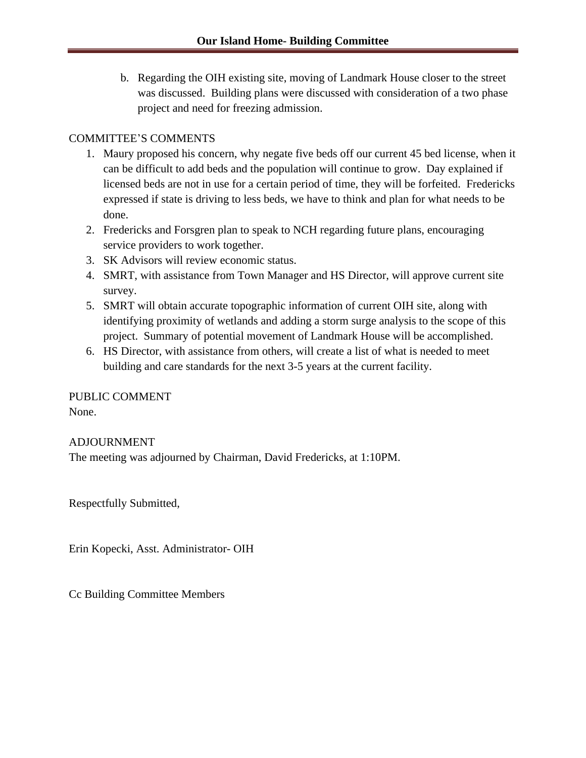b. Regarding the OIH existing site, moving of Landmark House closer to the street was discussed. Building plans were discussed with consideration of a two phase project and need for freezing admission.

COMMITTEE'S COMMENTS

1. Maury proposed his concern, why negate five beds off our current 45 bed license, when it can be difficult to add beds and the population will continue to grow. Day explained if licensed beds are not in use for a certain period of time, they will be forfeited. Fredericks expressed if state is driving to less beds, we have to think and plan for what needs to be done.
2. Fredericks and Forsgren plan to speak to NCH regarding future plans, encouraging service providers to work together.
3. SK Advisors will review economic status.
4. SMRT, with assistance from Town Manager and HS Director, will approve current site survey.
5. SMRT will obtain accurate topographic information of current OIH site, along with identifying proximity of wetlands and adding a storm surge analysis to the scope of this project. Summary of potential movement of Landmark House will be accomplished.
6. HS Director, with assistance from others, will create a list of what is needed to meet building and care standards for the next 3-5 years at the current facility.

PUBLIC COMMENT

None.

ADJOURNMENT

The meeting was adjourned by Chairman, David Fredericks, at 1:10PM.

Respectfully Submitted,

Erin Kopecki, Asst. Administrator- OIH

Cc Building Committee Members